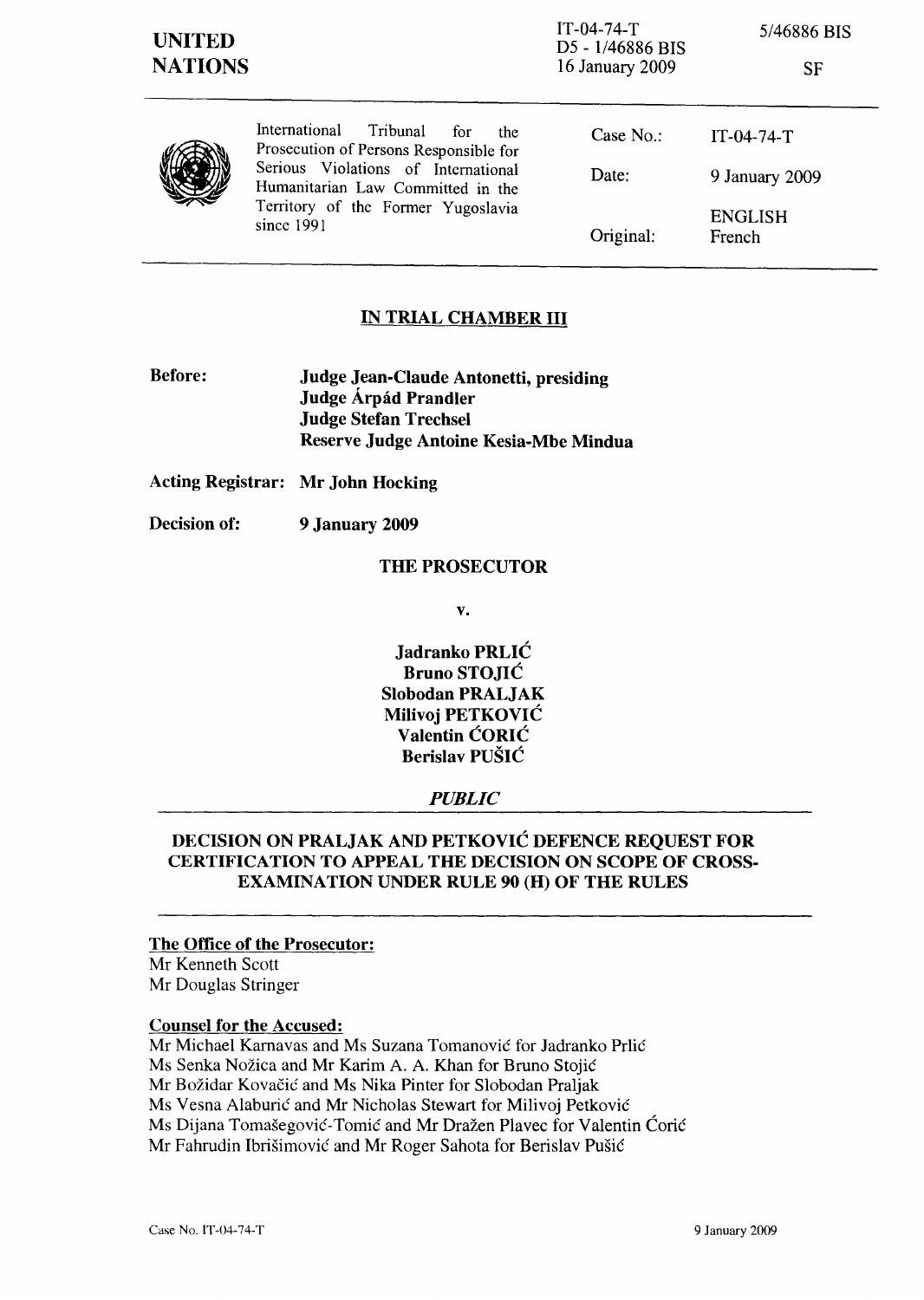IT-04-74-T
D5 - 1/46886 BIS
16 January 2009

5/46886 BIS

SF

**UNITED NATIONS**

International Tribunal for the Prosecution of Persons Responsible for Serious Violations of International Humanitarian Law Committed in the Territory of the Former Yugoslavia since 1991

| | |
|---|---|
| Case No.: | IT-04-74-T |
| Date: | 9 January 2009 |
| Original: | ENGLISH French |

## IN TRIAL CHAMBER III

**Before:** **Judge Jean-Claude Antonetti, presiding**
**Judge Árpád Prandler**
**Judge Stefan Trechsel**
**Reserve Judge Antoine Kesia-Mbe Mindua**

**Acting Registrar:** **Mr John Hocking**

**Decision of:** **9 January 2009**

**THE PROSECUTOR**

**v.**

**Jadranko PRLIĆ**
**Bruno STOJIĆ**
**Slobodan PRALJAK**
**Milivoj PETKOVIĆ**
**Valentin ĆORIĆ**
**Berislav PUŠIĆ**

***PUBLIC***

## DECISION ON PRALJAK AND PETKOVIĆ DEFENCE REQUEST FOR CERTIFICATION TO APPEAL THE DECISION ON SCOPE OF CROSS-EXAMINATION UNDER RULE 90 (H) OF THE RULES

**The Office of the Prosecutor:**
Mr Kenneth Scott
Mr Douglas Stringer

**Counsel for the Accused:**
Mr Michael Karnavas and Ms Suzana Tomanović for Jadranko Prlić
Ms Senka Nožica and Mr Karim A. A. Khan for Bruno Stojić
Mr Božidar Kovačić and Ms Nika Pinter for Slobodan Praljak
Ms Vesna Alaburić and Mr Nicholas Stewart for Milivoj Petković
Ms Dijana Tomašegović-Tomić and Mr Dražen Plavec for Valentin Ćorić
Mr Fahrudin Ibrišimović and Mr Roger Sahota for Berislav Pušić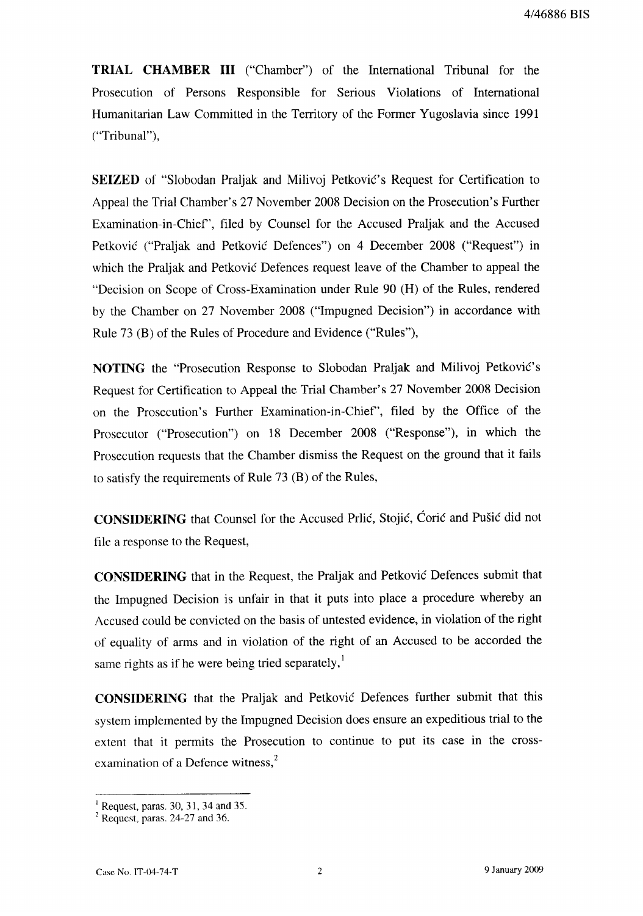**TRIAL CHAMBER III** ("Chamber") of the International Tribunal for the Prosecution of Persons Responsible for Serious Violations of International Humanitarian Law Committed in the Territory of the Former Yugoslavia since 1991 ("Tribunal"),

**SEIZED** of "Slobodan Praljak and Milivoj Petković's Request for Certification to Appeal the Trial Chamber's 27 November 2008 Decision on the Prosecution's Further Examination-in-Chief", filed by Counsel for the Accused Praljak and the Accused Petković ("Praljak and Petković Defences") on 4 December 2008 ("Request") in which the Praljak and Petković Defences request leave of the Chamber to appeal the "Decision on Scope of Cross-Examination under Rule 90 (H) of the Rules, rendered by the Chamber on 27 November 2008 ("Impugned Decision") in accordance with Rule 73 (B) of the Rules of Procedure and Evidence ("Rules"),

**NOTING** the "Prosecution Response to Slobodan Praljak and Milivoj Petković's Request for Certification to Appeal the Trial Chamber's 27 November 2008 Decision on the Prosecution's Further Examination-in-Chief", filed by the Office of the Prosecutor ("Prosecution") on 18 December 2008 ("Response"), in which the Prosecution requests that the Chamber dismiss the Request on the ground that it fails to satisfy the requirements of Rule 73 (B) of the Rules,

**CONSIDERING** that Counsel for the Accused Prlić, Stojić, Ćorić and Pušić did not file a response to the Request,

**CONSIDERING** that in the Request, the Praljak and Petković Defences submit that the Impugned Decision is unfair in that it puts into place a procedure whereby an Accused could be convicted on the basis of untested evidence, in violation of the right of equality of arms and in violation of the right of an Accused to be accorded the same rights as if he were being tried separately,[1]

**CONSIDERING** that the Praljak and Petković Defences further submit that this system implemented by the Impugned Decision does ensure an expeditious trial to the extent that it permits the Prosecution to continue to put its case in the cross-examination of a Defence witness,[2]

---

[1] Request, paras. 30, 31, 34 and 35.

[2] Request, paras. 24-27 and 36.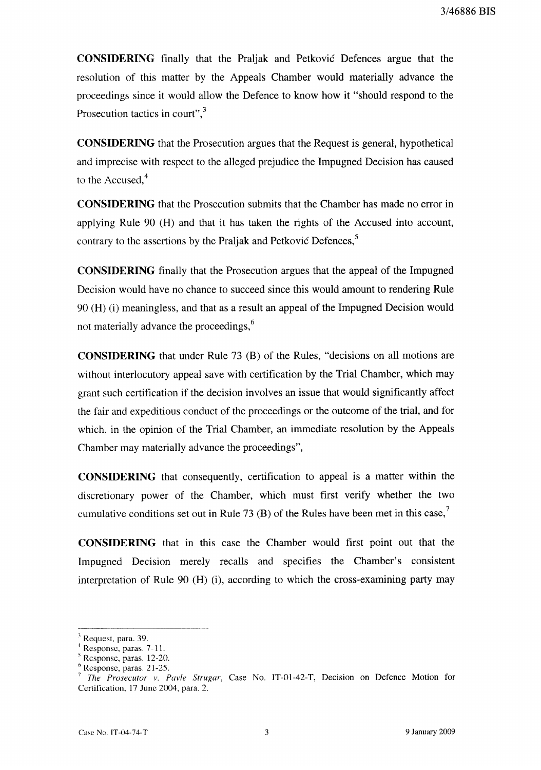**CONSIDERING** finally that the Praljak and Petković Defences argue that the resolution of this matter by the Appeals Chamber would materially advance the proceedings since it would allow the Defence to know how it "should respond to the Prosecution tactics in court",[3]

**CONSIDERING** that the Prosecution argues that the Request is general, hypothetical and imprecise with respect to the alleged prejudice the Impugned Decision has caused to the Accused,[4]

**CONSIDERING** that the Prosecution submits that the Chamber has made no error in applying Rule 90 (H) and that it has taken the rights of the Accused into account, contrary to the assertions by the Praljak and Petković Defences,[5]

**CONSIDERING** finally that the Prosecution argues that the appeal of the Impugned Decision would have no chance to succeed since this would amount to rendering Rule 90 (H) (i) meaningless, and that as a result an appeal of the Impugned Decision would not materially advance the proceedings,[6]

**CONSIDERING** that under Rule 73 (B) of the Rules, "decisions on all motions are without interlocutory appeal save with certification by the Trial Chamber, which may grant such certification if the decision involves an issue that would significantly affect the fair and expeditious conduct of the proceedings or the outcome of the trial, and for which, in the opinion of the Trial Chamber, an immediate resolution by the Appeals Chamber may materially advance the proceedings",

**CONSIDERING** that consequently, certification to appeal is a matter within the discretionary power of the Chamber, which must first verify whether the two cumulative conditions set out in Rule 73 (B) of the Rules have been met in this case,[7]

**CONSIDERING** that in this case the Chamber would first point out that the Impugned Decision merely recalls and specifies the Chamber's consistent interpretation of Rule 90 (H) (i), according to which the cross-examining party may

---

[3] Request, para. 39.
[4] Response, paras. 7-11.
[5] Response, paras. 12-20.
[6] Response, paras. 21-25.
[7] *The Prosecutor v. Pavle Strugar*, Case No. IT-01-42-T, Decision on Defence Motion for Certification, 17 June 2004, para. 2.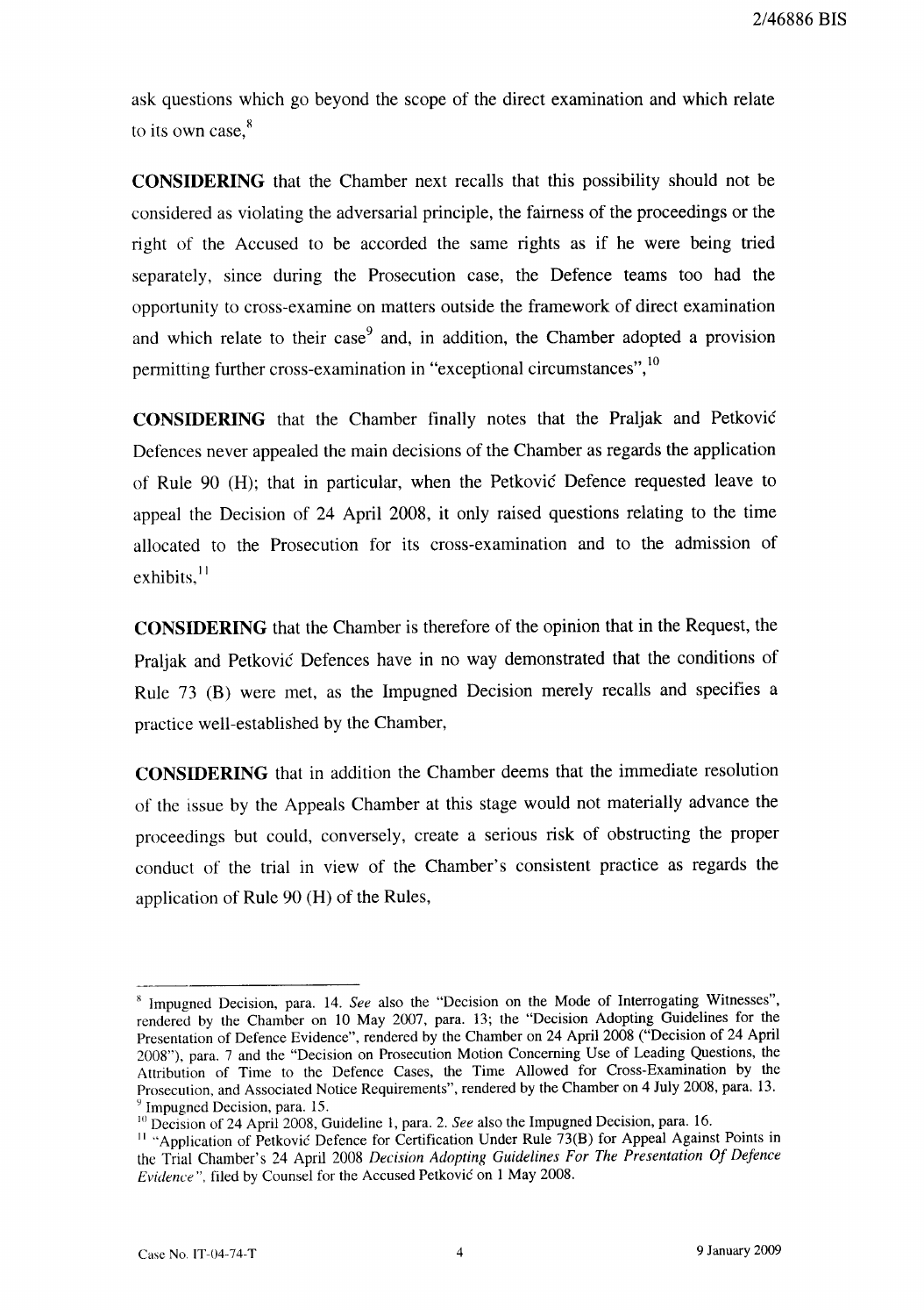ask questions which go beyond the scope of the direct examination and which relate to its own case,[8]

**CONSIDERING** that the Chamber next recalls that this possibility should not be considered as violating the adversarial principle, the fairness of the proceedings or the right of the Accused to be accorded the same rights as if he were being tried separately, since during the Prosecution case, the Defence teams too had the opportunity to cross-examine on matters outside the framework of direct examination and which relate to their case[9] and, in addition, the Chamber adopted a provision permitting further cross-examination in "exceptional circumstances",[10]

**CONSIDERING** that the Chamber finally notes that the Praljak and Petković Defences never appealed the main decisions of the Chamber as regards the application of Rule 90 (H); that in particular, when the Petković Defence requested leave to appeal the Decision of 24 April 2008, it only raised questions relating to the time allocated to the Prosecution for its cross-examination and to the admission of exhibits,[11]

**CONSIDERING** that the Chamber is therefore of the opinion that in the Request, the Praljak and Petković Defences have in no way demonstrated that the conditions of Rule 73 (B) were met, as the Impugned Decision merely recalls and specifies a practice well-established by the Chamber,

**CONSIDERING** that in addition the Chamber deems that the immediate resolution of the issue by the Appeals Chamber at this stage would not materially advance the proceedings but could, conversely, create a serious risk of obstructing the proper conduct of the trial in view of the Chamber's consistent practice as regards the application of Rule 90 (H) of the Rules,

---

[8] Impugned Decision, para. 14. *See* also the "Decision on the Mode of Interrogating Witnesses", rendered by the Chamber on 10 May 2007, para. 13; the "Decision Adopting Guidelines for the Presentation of Defence Evidence", rendered by the Chamber on 24 April 2008 ("Decision of 24 April 2008"), para. 7 and the "Decision on Prosecution Motion Concerning Use of Leading Questions, the Attribution of Time to the Defence Cases, the Time Allowed for Cross-Examination by the Prosecution, and Associated Notice Requirements", rendered by the Chamber on 4 July 2008, para. 13.

[9] Impugned Decision, para. 15.

[10] Decision of 24 April 2008, Guideline 1, para. 2. *See* also the Impugned Decision, para. 16.

[11] "Application of Petković Defence for Certification Under Rule 73(B) for Appeal Against Points in the Trial Chamber's 24 April 2008 *Decision Adopting Guidelines For The Presentation Of Defence Evidence*", filed by Counsel for the Accused Petković on 1 May 2008.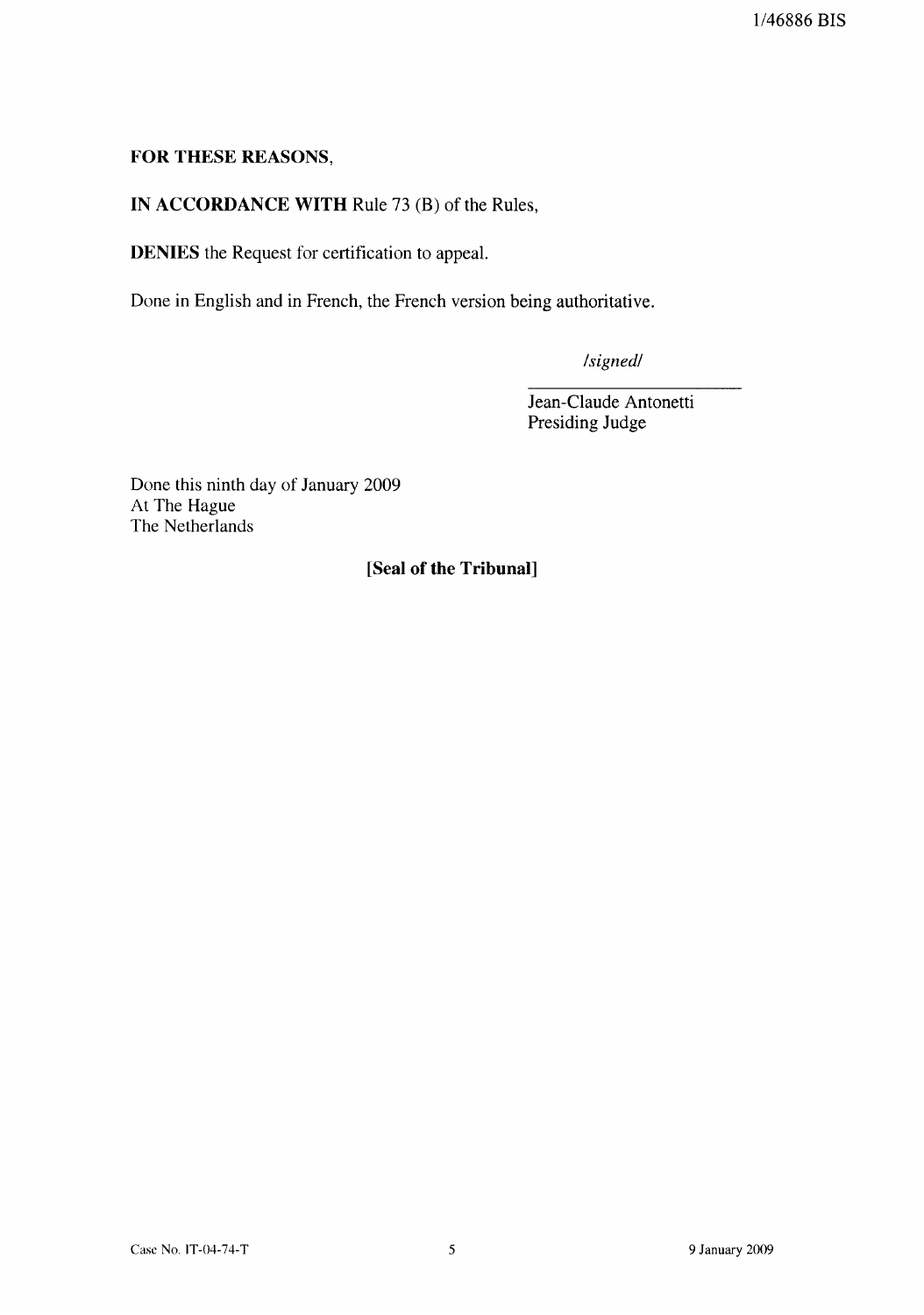**FOR THESE REASONS,**

**IN ACCORDANCE WITH** Rule 73 (B) of the Rules,

**DENIES** the Request for certification to appeal.

Done in English and in French, the French version being authoritative.

*/signed/*

Jean-Claude Antonetti
Presiding Judge

Done this ninth day of January 2009
At The Hague
The Netherlands

**[Seal of the Tribunal]**